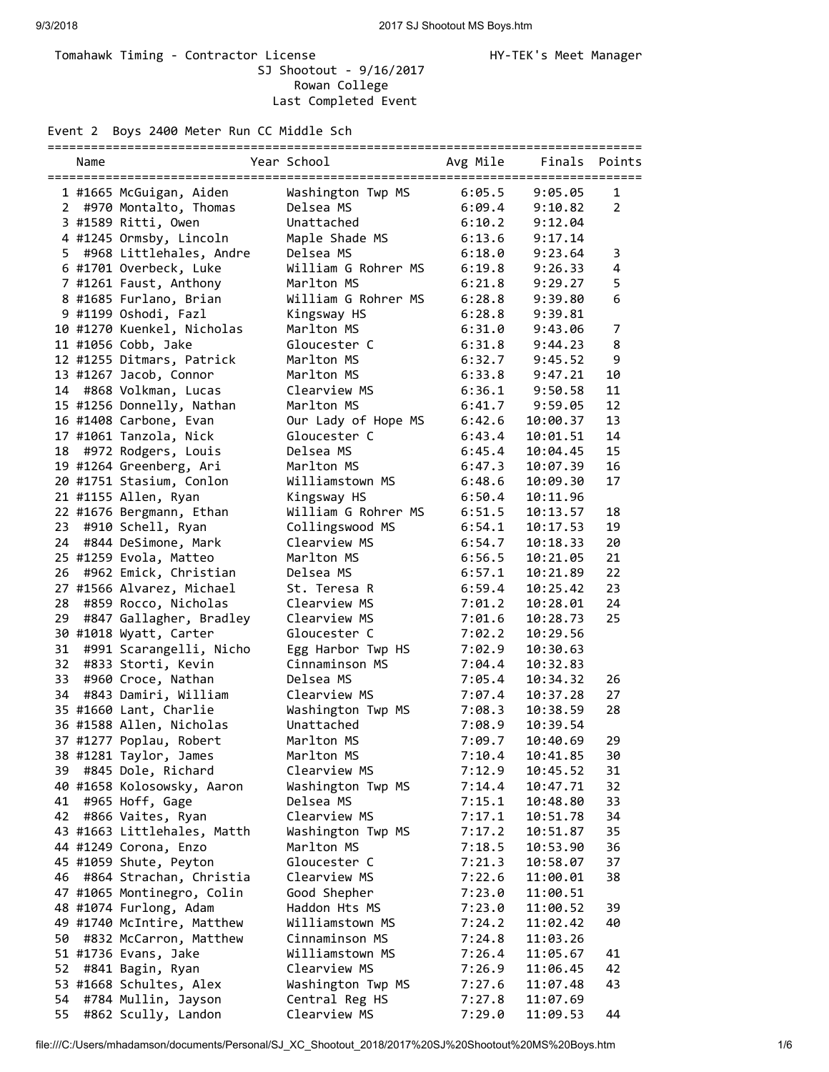Tomahawk Timing - Contractor License HY-TEK's Meet Manager

SJ Shootout - 9/16/2017
Rowan College
Last Completed Event

Event 2 Boys 2400 Meter Run CC Middle Sch

| | Name | Year School | Avg Mile | Finals | Points |
|---|---|---|---|---|---|
| 1 | #1665 McGuigan, Aiden | Washington Twp MS | 6:05.5 | 9:05.05 | 1 |
| 2 | #970 Montalto, Thomas | Delsea MS | 6:09.4 | 9:10.82 | 2 |
| 3 | #1589 Ritti, Owen | Unattached | 6:10.2 | 9:12.04 | |
| 4 | #1245 Ormsby, Lincoln | Maple Shade MS | 6:13.6 | 9:17.14 | |
| 5 | #968 Littlehales, Andre | Delsea MS | 6:18.0 | 9:23.64 | 3 |
| 6 | #1701 Overbeck, Luke | William G Rohrer MS | 6:19.8 | 9:26.33 | 4 |
| 7 | #1261 Faust, Anthony | Marlton MS | 6:21.8 | 9:29.27 | 5 |
| 8 | #1685 Furlano, Brian | William G Rohrer MS | 6:28.8 | 9:39.80 | 6 |
| 9 | #1199 Oshodi, Fazl | Kingsway HS | 6:28.8 | 9:39.81 | |
| 10 | #1270 Kuenkel, Nicholas | Marlton MS | 6:31.0 | 9:43.06 | 7 |
| 11 | #1056 Cobb, Jake | Gloucester C | 6:31.8 | 9:44.23 | 8 |
| 12 | #1255 Ditmars, Patrick | Marlton MS | 6:32.7 | 9:45.52 | 9 |
| 13 | #1267 Jacob, Connor | Marlton MS | 6:33.8 | 9:47.21 | 10 |
| 14 | #868 Volkman, Lucas | Clearview MS | 6:36.1 | 9:50.58 | 11 |
| 15 | #1256 Donnelly, Nathan | Marlton MS | 6:41.7 | 9:59.05 | 12 |
| 16 | #1408 Carbone, Evan | Our Lady of Hope MS | 6:42.6 | 10:00.37 | 13 |
| 17 | #1061 Tanzola, Nick | Gloucester C | 6:43.4 | 10:01.51 | 14 |
| 18 | #972 Rodgers, Louis | Delsea MS | 6:45.4 | 10:04.45 | 15 |
| 19 | #1264 Greenberg, Ari | Marlton MS | 6:47.3 | 10:07.39 | 16 |
| 20 | #1751 Stasium, Conlon | Williamstown MS | 6:48.6 | 10:09.30 | 17 |
| 21 | #1155 Allen, Ryan | Kingsway HS | 6:50.4 | 10:11.96 | |
| 22 | #1676 Bergmann, Ethan | William G Rohrer MS | 6:51.5 | 10:13.57 | 18 |
| 23 | #910 Schell, Ryan | Collingswood MS | 6:54.1 | 10:17.53 | 19 |
| 24 | #844 DeSimone, Mark | Clearview MS | 6:54.7 | 10:18.33 | 20 |
| 25 | #1259 Evola, Matteo | Marlton MS | 6:56.5 | 10:21.05 | 21 |
| 26 | #962 Emick, Christian | Delsea MS | 6:57.1 | 10:21.89 | 22 |
| 27 | #1566 Alvarez, Michael | St. Teresa R | 6:59.4 | 10:25.42 | 23 |
| 28 | #859 Rocco, Nicholas | Clearview MS | 7:01.2 | 10:28.01 | 24 |
| 29 | #847 Gallagher, Bradley | Clearview MS | 7:01.6 | 10:28.73 | 25 |
| 30 | #1018 Wyatt, Carter | Gloucester C | 7:02.2 | 10:29.56 | |
| 31 | #991 Scarangelli, Nicho | Egg Harbor Twp HS | 7:02.9 | 10:30.63 | |
| 32 | #833 Storti, Kevin | Cinnaminson MS | 7:04.4 | 10:32.83 | |
| 33 | #960 Croce, Nathan | Delsea MS | 7:05.4 | 10:34.32 | 26 |
| 34 | #843 Damiri, William | Clearview MS | 7:07.4 | 10:37.28 | 27 |
| 35 | #1660 Lant, Charlie | Washington Twp MS | 7:08.3 | 10:38.59 | 28 |
| 36 | #1588 Allen, Nicholas | Unattached | 7:08.9 | 10:39.54 | |
| 37 | #1277 Poplau, Robert | Marlton MS | 7:09.7 | 10:40.69 | 29 |
| 38 | #1281 Taylor, James | Marlton MS | 7:10.4 | 10:41.85 | 30 |
| 39 | #845 Dole, Richard | Clearview MS | 7:12.9 | 10:45.52 | 31 |
| 40 | #1658 Kolosowsky, Aaron | Washington Twp MS | 7:14.4 | 10:47.71 | 32 |
| 41 | #965 Hoff, Gage | Delsea MS | 7:15.1 | 10:48.80 | 33 |
| 42 | #866 Vaites, Ryan | Clearview MS | 7:17.1 | 10:51.78 | 34 |
| 43 | #1663 Littlehales, Matth | Washington Twp MS | 7:17.2 | 10:51.87 | 35 |
| 44 | #1249 Corona, Enzo | Marlton MS | 7:18.5 | 10:53.90 | 36 |
| 45 | #1059 Shute, Peyton | Gloucester C | 7:21.3 | 10:58.07 | 37 |
| 46 | #864 Strachan, Christia | Clearview MS | 7:22.6 | 11:00.01 | 38 |
| 47 | #1065 Montinegro, Colin | Good Shepher | 7:23.0 | 11:00.51 | |
| 48 | #1074 Furlong, Adam | Haddon Hts MS | 7:23.0 | 11:00.52 | 39 |
| 49 | #1740 McIntire, Matthew | Williamstown MS | 7:24.2 | 11:02.42 | 40 |
| 50 | #832 McCarron, Matthew | Cinnaminson MS | 7:24.8 | 11:03.26 | |
| 51 | #1736 Evans, Jake | Williamstown MS | 7:26.4 | 11:05.67 | 41 |
| 52 | #841 Bagin, Ryan | Clearview MS | 7:26.9 | 11:06.45 | 42 |
| 53 | #1668 Schultes, Alex | Washington Twp MS | 7:27.6 | 11:07.48 | 43 |
| 54 | #784 Mullin, Jayson | Central Reg HS | 7:27.8 | 11:07.69 | |
| 55 | #862 Scully, Landon | Clearview MS | 7:29.0 | 11:09.53 | 44 |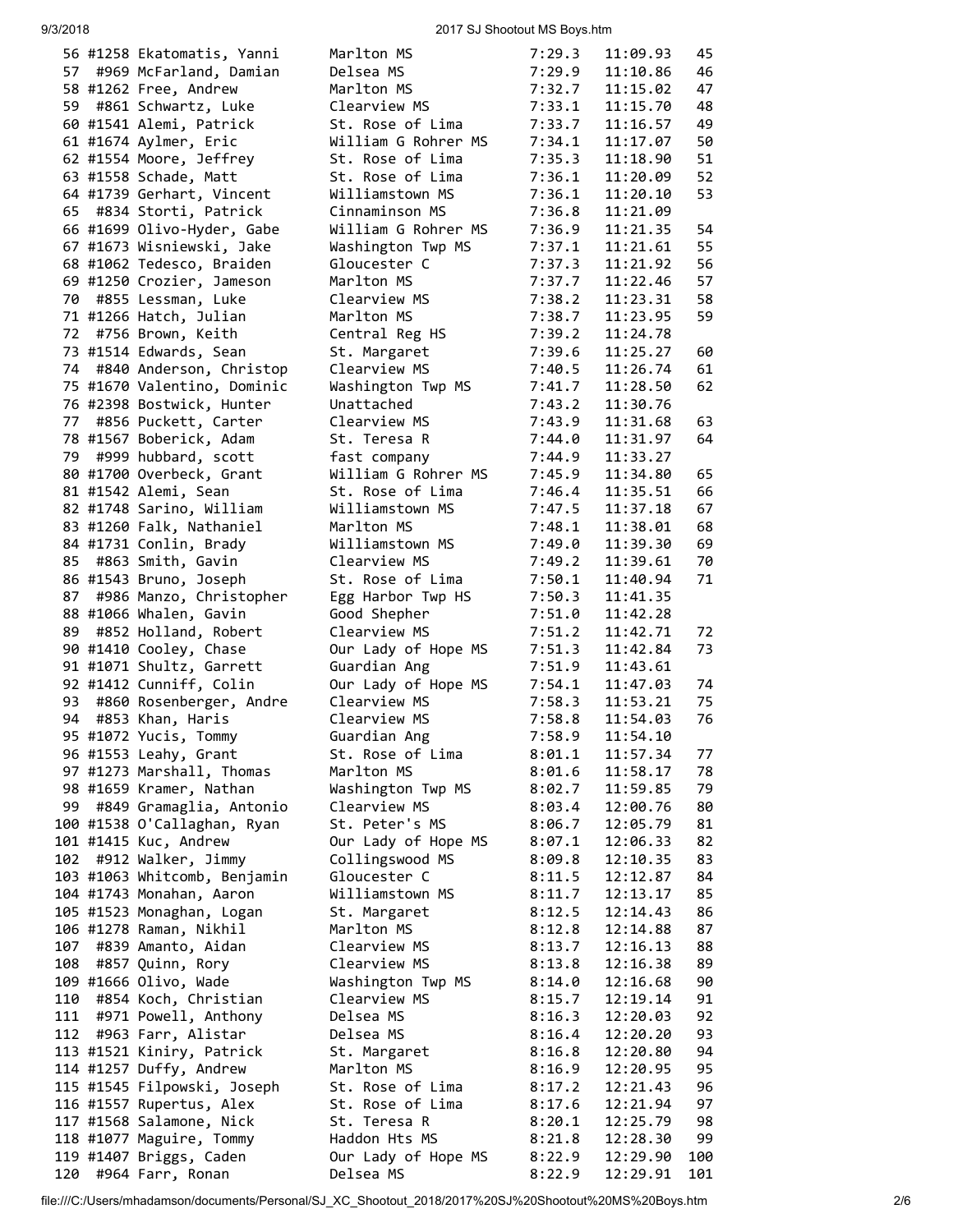| Place | Bib | Name | School | Pace | Time | Team Place |
|---|---|---|---|---|---|---|
| 56 | #1258 | Ekatomatis, Yanni | Marlton MS | 7:29.3 | 11:09.93 | 45 |
| 57 | #969 | McFarland, Damian | Delsea MS | 7:29.9 | 11:10.86 | 46 |
| 58 | #1262 | Free, Andrew | Marlton MS | 7:32.7 | 11:15.02 | 47 |
| 59 | #861 | Schwartz, Luke | Clearview MS | 7:33.1 | 11:15.70 | 48 |
| 60 | #1541 | Alemi, Patrick | St. Rose of Lima | 7:33.7 | 11:16.57 | 49 |
| 61 | #1674 | Aylmer, Eric | William G Rohrer MS | 7:34.1 | 11:17.07 | 50 |
| 62 | #1554 | Moore, Jeffrey | St. Rose of Lima | 7:35.3 | 11:18.90 | 51 |
| 63 | #1558 | Schade, Matt | St. Rose of Lima | 7:36.1 | 11:20.09 | 52 |
| 64 | #1739 | Gerhart, Vincent | Williamstown MS | 7:36.1 | 11:20.10 | 53 |
| 65 | #834 | Storti, Patrick | Cinnaminson MS | 7:36.8 | 11:21.09 | |
| 66 | #1699 | Olivo-Hyder, Gabe | William G Rohrer MS | 7:36.9 | 11:21.35 | 54 |
| 67 | #1673 | Wisniewski, Jake | Washington Twp MS | 7:37.1 | 11:21.61 | 55 |
| 68 | #1062 | Tedesco, Braiden | Gloucester C | 7:37.3 | 11:21.92 | 56 |
| 69 | #1250 | Crozier, Jameson | Marlton MS | 7:37.7 | 11:22.46 | 57 |
| 70 | #855 | Lessman, Luke | Clearview MS | 7:38.2 | 11:23.31 | 58 |
| 71 | #1266 | Hatch, Julian | Marlton MS | 7:38.7 | 11:23.95 | 59 |
| 72 | #756 | Brown, Keith | Central Reg HS | 7:39.2 | 11:24.78 | |
| 73 | #1514 | Edwards, Sean | St. Margaret | 7:39.6 | 11:25.27 | 60 |
| 74 | #840 | Anderson, Christop | Clearview MS | 7:40.5 | 11:26.74 | 61 |
| 75 | #1670 | Valentino, Dominic | Washington Twp MS | 7:41.7 | 11:28.50 | 62 |
| 76 | #2398 | Bostwick, Hunter | Unattached | 7:43.2 | 11:30.76 | |
| 77 | #856 | Puckett, Carter | Clearview MS | 7:43.9 | 11:31.68 | 63 |
| 78 | #1567 | Boberick, Adam | St. Teresa R | 7:44.0 | 11:31.97 | 64 |
| 79 | #999 | hubbard, scott | fast company | 7:44.9 | 11:33.27 | |
| 80 | #1700 | Overbeck, Grant | William G Rohrer MS | 7:45.9 | 11:34.80 | 65 |
| 81 | #1542 | Alemi, Sean | St. Rose of Lima | 7:46.4 | 11:35.51 | 66 |
| 82 | #1748 | Sarino, William | Williamstown MS | 7:47.5 | 11:37.18 | 67 |
| 83 | #1260 | Falk, Nathaniel | Marlton MS | 7:48.1 | 11:38.01 | 68 |
| 84 | #1731 | Conlin, Brady | Williamstown MS | 7:49.0 | 11:39.30 | 69 |
| 85 | #863 | Smith, Gavin | Clearview MS | 7:49.2 | 11:39.61 | 70 |
| 86 | #1543 | Bruno, Joseph | St. Rose of Lima | 7:50.1 | 11:40.94 | 71 |
| 87 | #986 | Manzo, Christopher | Egg Harbor Twp HS | 7:50.3 | 11:41.35 | |
| 88 | #1066 | Whalen, Gavin | Good Shepher | 7:51.0 | 11:42.28 | |
| 89 | #852 | Holland, Robert | Clearview MS | 7:51.2 | 11:42.71 | 72 |
| 90 | #1410 | Cooley, Chase | Our Lady of Hope MS | 7:51.3 | 11:42.84 | 73 |
| 91 | #1071 | Shultz, Garrett | Guardian Ang | 7:51.9 | 11:43.61 | |
| 92 | #1412 | Cunniff, Colin | Our Lady of Hope MS | 7:54.1 | 11:47.03 | 74 |
| 93 | #860 | Rosenberger, Andre | Clearview MS | 7:58.3 | 11:53.21 | 75 |
| 94 | #853 | Khan, Haris | Clearview MS | 7:58.8 | 11:54.03 | 76 |
| 95 | #1072 | Yucis, Tommy | Guardian Ang | 7:58.9 | 11:54.10 | |
| 96 | #1553 | Leahy, Grant | St. Rose of Lima | 8:01.1 | 11:57.34 | 77 |
| 97 | #1273 | Marshall, Thomas | Marlton MS | 8:01.6 | 11:58.17 | 78 |
| 98 | #1659 | Kramer, Nathan | Washington Twp MS | 8:02.7 | 11:59.85 | 79 |
| 99 | #849 | Gramaglia, Antonio | Clearview MS | 8:03.4 | 12:00.76 | 80 |
| 100 | #1538 | O'Callaghan, Ryan | St. Peter's MS | 8:06.7 | 12:05.79 | 81 |
| 101 | #1415 | Kuc, Andrew | Our Lady of Hope MS | 8:07.1 | 12:06.33 | 82 |
| 102 | #912 | Walker, Jimmy | Collingswood MS | 8:09.8 | 12:10.35 | 83 |
| 103 | #1063 | Whitcomb, Benjamin | Gloucester C | 8:11.5 | 12:12.87 | 84 |
| 104 | #1743 | Monahan, Aaron | Williamstown MS | 8:11.7 | 12:13.17 | 85 |
| 105 | #1523 | Monaghan, Logan | St. Margaret | 8:12.5 | 12:14.43 | 86 |
| 106 | #1278 | Raman, Nikhil | Marlton MS | 8:12.8 | 12:14.88 | 87 |
| 107 | #839 | Amanto, Aidan | Clearview MS | 8:13.7 | 12:16.13 | 88 |
| 108 | #857 | Quinn, Rory | Clearview MS | 8:13.8 | 12:16.38 | 89 |
| 109 | #1666 | Olivo, Wade | Washington Twp MS | 8:14.0 | 12:16.68 | 90 |
| 110 | #854 | Koch, Christian | Clearview MS | 8:15.7 | 12:19.14 | 91 |
| 111 | #971 | Powell, Anthony | Delsea MS | 8:16.3 | 12:20.03 | 92 |
| 112 | #963 | Farr, Alistar | Delsea MS | 8:16.4 | 12:20.20 | 93 |
| 113 | #1521 | Kiniry, Patrick | St. Margaret | 8:16.8 | 12:20.80 | 94 |
| 114 | #1257 | Duffy, Andrew | Marlton MS | 8:16.9 | 12:20.95 | 95 |
| 115 | #1545 | Filpowski, Joseph | St. Rose of Lima | 8:17.2 | 12:21.43 | 96 |
| 116 | #1557 | Rupertus, Alex | St. Rose of Lima | 8:17.6 | 12:21.94 | 97 |
| 117 | #1568 | Salamone, Nick | St. Teresa R | 8:20.1 | 12:25.79 | 98 |
| 118 | #1077 | Maguire, Tommy | Haddon Hts MS | 8:21.8 | 12:28.30 | 99 |
| 119 | #1407 | Briggs, Caden | Our Lady of Hope MS | 8:22.9 | 12:29.90 | 100 |
| 120 | #964 | Farr, Ronan | Delsea MS | 8:22.9 | 12:29.91 | 101 |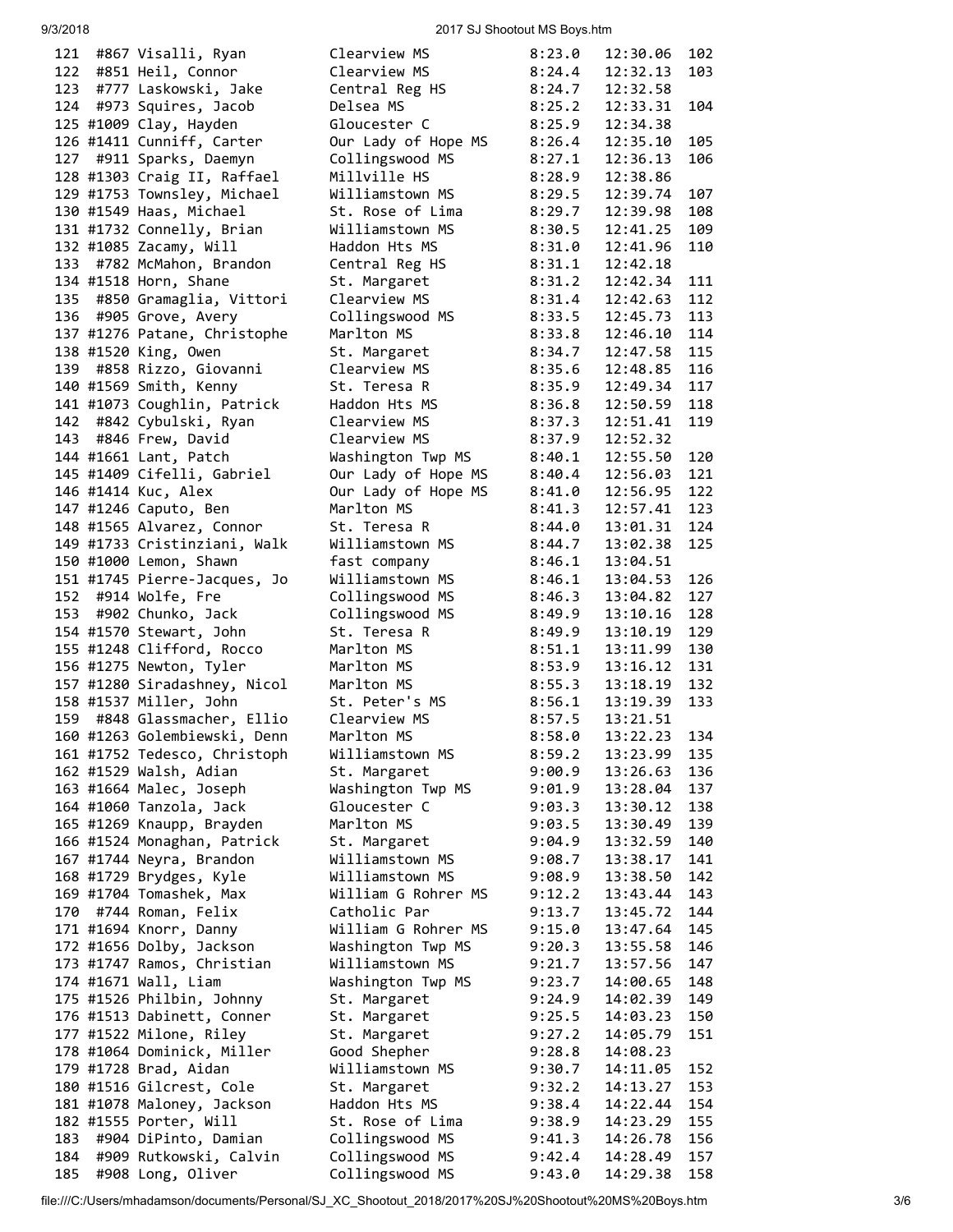| Place | Bib | Name | School | Pace | Time | Score |
|---|---|---|---|---|---|---|
| 121 | #867 | Visalli, Ryan | Clearview MS | 8:23.0 | 12:30.06 | 102 |
| 122 | #851 | Heil, Connor | Clearview MS | 8:24.4 | 12:32.13 | 103 |
| 123 | #777 | Laskowski, Jake | Central Reg HS | 8:24.7 | 12:32.58 | |
| 124 | #973 | Squires, Jacob | Delsea MS | 8:25.2 | 12:33.31 | 104 |
| 125 | #1009 | Clay, Hayden | Gloucester C | 8:25.9 | 12:34.38 | |
| 126 | #1411 | Cunniff, Carter | Our Lady of Hope MS | 8:26.4 | 12:35.10 | 105 |
| 127 | #911 | Sparks, Daemyn | Collingswood MS | 8:27.1 | 12:36.13 | 106 |
| 128 | #1303 | Craig II, Raffael | Millville HS | 8:28.9 | 12:38.86 | |
| 129 | #1753 | Townsley, Michael | Williamstown MS | 8:29.5 | 12:39.74 | 107 |
| 130 | #1549 | Haas, Michael | St. Rose of Lima | 8:29.7 | 12:39.98 | 108 |
| 131 | #1732 | Connelly, Brian | Williamstown MS | 8:30.5 | 12:41.25 | 109 |
| 132 | #1085 | Zacamy, Will | Haddon Hts MS | 8:31.0 | 12:41.96 | 110 |
| 133 | #782 | McMahon, Brandon | Central Reg HS | 8:31.1 | 12:42.18 | |
| 134 | #1518 | Horn, Shane | St. Margaret | 8:31.2 | 12:42.34 | 111 |
| 135 | #850 | Gramaglia, Vittori | Clearview MS | 8:31.4 | 12:42.63 | 112 |
| 136 | #905 | Grove, Avery | Collingswood MS | 8:33.5 | 12:45.73 | 113 |
| 137 | #1276 | Patane, Christophe | Marlton MS | 8:33.8 | 12:46.10 | 114 |
| 138 | #1520 | King, Owen | St. Margaret | 8:34.7 | 12:47.58 | 115 |
| 139 | #858 | Rizzo, Giovanni | Clearview MS | 8:35.6 | 12:48.85 | 116 |
| 140 | #1569 | Smith, Kenny | St. Teresa R | 8:35.9 | 12:49.34 | 117 |
| 141 | #1073 | Coughlin, Patrick | Haddon Hts MS | 8:36.8 | 12:50.59 | 118 |
| 142 | #842 | Cybulski, Ryan | Clearview MS | 8:37.3 | 12:51.41 | 119 |
| 143 | #846 | Frew, David | Clearview MS | 8:37.9 | 12:52.32 | |
| 144 | #1661 | Lant, Patch | Washington Twp MS | 8:40.1 | 12:55.50 | 120 |
| 145 | #1409 | Cifelli, Gabriel | Our Lady of Hope MS | 8:40.4 | 12:56.03 | 121 |
| 146 | #1414 | Kuc, Alex | Our Lady of Hope MS | 8:41.0 | 12:56.95 | 122 |
| 147 | #1246 | Caputo, Ben | Marlton MS | 8:41.3 | 12:57.41 | 123 |
| 148 | #1565 | Alvarez, Connor | St. Teresa R | 8:44.0 | 13:01.31 | 124 |
| 149 | #1733 | Cristinziani, Walk | Williamstown MS | 8:44.7 | 13:02.38 | 125 |
| 150 | #1000 | Lemon, Shawn | fast company | 8:46.1 | 13:04.51 | |
| 151 | #1745 | Pierre-Jacques, Jo | Williamstown MS | 8:46.1 | 13:04.53 | 126 |
| 152 | #914 | Wolfe, Fre | Collingswood MS | 8:46.3 | 13:04.82 | 127 |
| 153 | #902 | Chunko, Jack | Collingswood MS | 8:49.9 | 13:10.16 | 128 |
| 154 | #1570 | Stewart, John | St. Teresa R | 8:49.9 | 13:10.19 | 129 |
| 155 | #1248 | Clifford, Rocco | Marlton MS | 8:51.1 | 13:11.99 | 130 |
| 156 | #1275 | Newton, Tyler | Marlton MS | 8:53.9 | 13:16.12 | 131 |
| 157 | #1280 | Siradashney, Nicol | Marlton MS | 8:55.3 | 13:18.19 | 132 |
| 158 | #1537 | Miller, John | St. Peter's MS | 8:56.1 | 13:19.39 | 133 |
| 159 | #848 | Glassmacher, Ellio | Clearview MS | 8:57.5 | 13:21.51 | |
| 160 | #1263 | Golembiewski, Denn | Marlton MS | 8:58.0 | 13:22.23 | 134 |
| 161 | #1752 | Tedesco, Christoph | Williamstown MS | 8:59.2 | 13:23.99 | 135 |
| 162 | #1529 | Walsh, Adian | St. Margaret | 9:00.9 | 13:26.63 | 136 |
| 163 | #1664 | Malec, Joseph | Washington Twp MS | 9:01.9 | 13:28.04 | 137 |
| 164 | #1060 | Tanzola, Jack | Gloucester C | 9:03.3 | 13:30.12 | 138 |
| 165 | #1269 | Knaupp, Brayden | Marlton MS | 9:03.5 | 13:30.49 | 139 |
| 166 | #1524 | Monaghan, Patrick | St. Margaret | 9:04.9 | 13:32.59 | 140 |
| 167 | #1744 | Neyra, Brandon | Williamstown MS | 9:08.7 | 13:38.17 | 141 |
| 168 | #1729 | Brydges, Kyle | Williamstown MS | 9:08.9 | 13:38.50 | 142 |
| 169 | #1704 | Tomashek, Max | William G Rohrer MS | 9:12.2 | 13:43.44 | 143 |
| 170 | #744 | Roman, Felix | Catholic Par | 9:13.7 | 13:45.72 | 144 |
| 171 | #1694 | Knorr, Danny | William G Rohrer MS | 9:15.0 | 13:47.64 | 145 |
| 172 | #1656 | Dolby, Jackson | Washington Twp MS | 9:20.3 | 13:55.58 | 146 |
| 173 | #1747 | Ramos, Christian | Williamstown MS | 9:21.7 | 13:57.56 | 147 |
| 174 | #1671 | Wall, Liam | Washington Twp MS | 9:23.7 | 14:00.65 | 148 |
| 175 | #1526 | Philbin, Johnny | St. Margaret | 9:24.9 | 14:02.39 | 149 |
| 176 | #1513 | Dabinett, Conner | St. Margaret | 9:25.5 | 14:03.23 | 150 |
| 177 | #1522 | Milone, Riley | St. Margaret | 9:27.2 | 14:05.79 | 151 |
| 178 | #1064 | Dominick, Miller | Good Shepher | 9:28.8 | 14:08.23 | |
| 179 | #1728 | Brad, Aidan | Williamstown MS | 9:30.7 | 14:11.05 | 152 |
| 180 | #1516 | Gilcrest, Cole | St. Margaret | 9:32.2 | 14:13.27 | 153 |
| 181 | #1078 | Maloney, Jackson | Haddon Hts MS | 9:38.4 | 14:22.44 | 154 |
| 182 | #1555 | Porter, Will | St. Rose of Lima | 9:38.9 | 14:23.29 | 155 |
| 183 | #904 | DiPinto, Damian | Collingswood MS | 9:41.3 | 14:26.78 | 156 |
| 184 | #909 | Rutkowski, Calvin | Collingswood MS | 9:42.4 | 14:28.49 | 157 |
| 185 | #908 | Long, Oliver | Collingswood MS | 9:43.0 | 14:29.38 | 158 |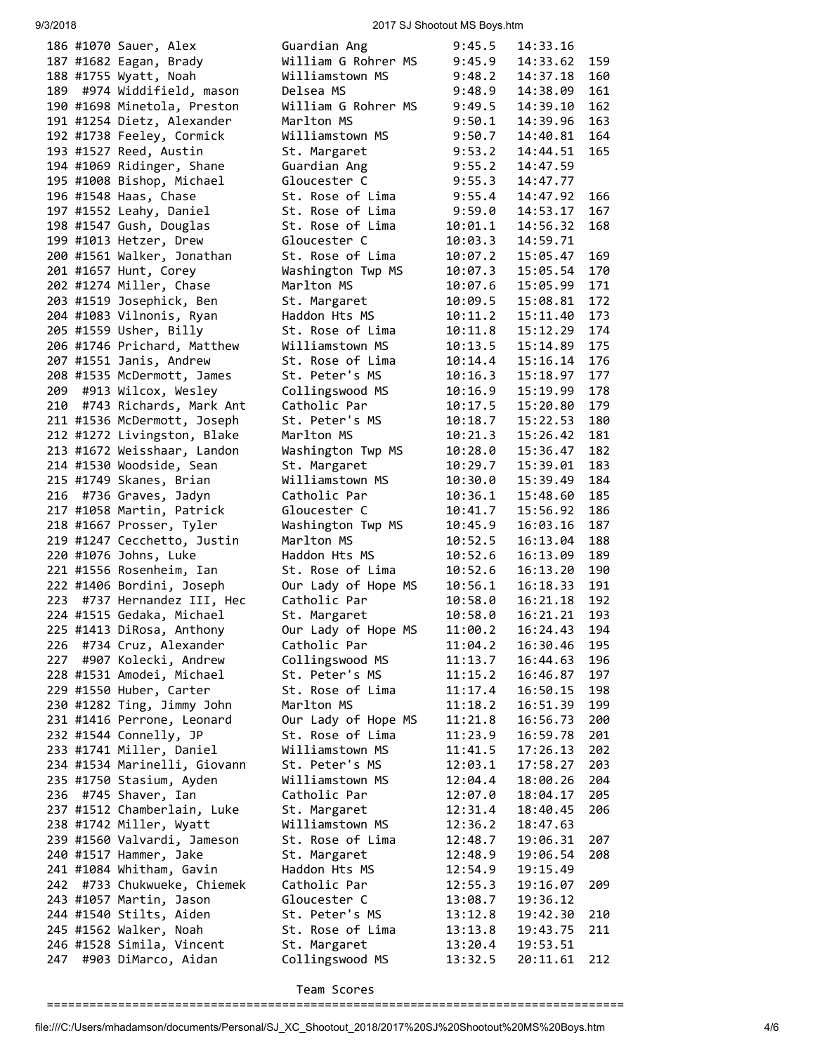| Place | Bib | Name | Team | Pace | Time | Score |
|---|---|---|---|---|---|---|
| 186 | #1070 | Sauer, Alex | Guardian Ang | 9:45.5 | 14:33.16 | |
| 187 | #1682 | Eagan, Brady | William G Rohrer MS | 9:45.9 | 14:33.62 | 159 |
| 188 | #1755 | Wyatt, Noah | Williamstown MS | 9:48.2 | 14:37.18 | 160 |
| 189 | #974 | Widdifield, mason | Delsea MS | 9:48.9 | 14:38.09 | 161 |
| 190 | #1698 | Minetola, Preston | William G Rohrer MS | 9:49.5 | 14:39.10 | 162 |
| 191 | #1254 | Dietz, Alexander | Marlton MS | 9:50.1 | 14:39.96 | 163 |
| 192 | #1738 | Feeley, Cormick | Williamstown MS | 9:50.7 | 14:40.81 | 164 |
| 193 | #1527 | Reed, Austin | St. Margaret | 9:53.2 | 14:44.51 | 165 |
| 194 | #1069 | Ridinger, Shane | Guardian Ang | 9:55.2 | 14:47.59 | |
| 195 | #1008 | Bishop, Michael | Gloucester C | 9:55.3 | 14:47.77 | |
| 196 | #1548 | Haas, Chase | St. Rose of Lima | 9:55.4 | 14:47.92 | 166 |
| 197 | #1552 | Leahy, Daniel | St. Rose of Lima | 9:59.0 | 14:53.17 | 167 |
| 198 | #1547 | Gush, Douglas | St. Rose of Lima | 10:01.1 | 14:56.32 | 168 |
| 199 | #1013 | Hetzer, Drew | Gloucester C | 10:03.3 | 14:59.71 | |
| 200 | #1561 | Walker, Jonathan | St. Rose of Lima | 10:07.2 | 15:05.47 | 169 |
| 201 | #1657 | Hunt, Corey | Washington Twp MS | 10:07.3 | 15:05.54 | 170 |
| 202 | #1274 | Miller, Chase | Marlton MS | 10:07.6 | 15:05.99 | 171 |
| 203 | #1519 | Josephick, Ben | St. Margaret | 10:09.5 | 15:08.81 | 172 |
| 204 | #1083 | Vilnonis, Ryan | Haddon Hts MS | 10:11.2 | 15:11.40 | 173 |
| 205 | #1559 | Usher, Billy | St. Rose of Lima | 10:11.8 | 15:12.29 | 174 |
| 206 | #1746 | Prichard, Matthew | Williamstown MS | 10:13.5 | 15:14.89 | 175 |
| 207 | #1551 | Janis, Andrew | St. Rose of Lima | 10:14.4 | 15:16.14 | 176 |
| 208 | #1535 | McDermott, James | St. Peter's MS | 10:16.3 | 15:18.97 | 177 |
| 209 | #913 | Wilcox, Wesley | Collingswood MS | 10:16.9 | 15:19.99 | 178 |
| 210 | #743 | Richards, Mark Ant | Catholic Par | 10:17.5 | 15:20.80 | 179 |
| 211 | #1536 | McDermott, Joseph | St. Peter's MS | 10:18.7 | 15:22.53 | 180 |
| 212 | #1272 | Livingston, Blake | Marlton MS | 10:21.3 | 15:26.42 | 181 |
| 213 | #1672 | Weisshaar, Landon | Washington Twp MS | 10:28.0 | 15:36.47 | 182 |
| 214 | #1530 | Woodside, Sean | St. Margaret | 10:29.7 | 15:39.01 | 183 |
| 215 | #1749 | Skanes, Brian | Williamstown MS | 10:30.0 | 15:39.49 | 184 |
| 216 | #736 | Graves, Jadyn | Catholic Par | 10:36.1 | 15:48.60 | 185 |
| 217 | #1058 | Martin, Patrick | Gloucester C | 10:41.7 | 15:56.92 | 186 |
| 218 | #1667 | Prosser, Tyler | Washington Twp MS | 10:45.9 | 16:03.16 | 187 |
| 219 | #1247 | Cecchetto, Justin | Marlton MS | 10:52.5 | 16:13.04 | 188 |
| 220 | #1076 | Johns, Luke | Haddon Hts MS | 10:52.6 | 16:13.09 | 189 |
| 221 | #1556 | Rosenheim, Ian | St. Rose of Lima | 10:52.6 | 16:13.20 | 190 |
| 222 | #1406 | Bordini, Joseph | Our Lady of Hope MS | 10:56.1 | 16:18.33 | 191 |
| 223 | #737 | Hernandez III, Hec | Catholic Par | 10:58.0 | 16:21.18 | 192 |
| 224 | #1515 | Gedaka, Michael | St. Margaret | 10:58.0 | 16:21.21 | 193 |
| 225 | #1413 | DiRosa, Anthony | Our Lady of Hope MS | 11:00.2 | 16:24.43 | 194 |
| 226 | #734 | Cruz, Alexander | Catholic Par | 11:04.2 | 16:30.46 | 195 |
| 227 | #907 | Kolecki, Andrew | Collingswood MS | 11:13.7 | 16:44.63 | 196 |
| 228 | #1531 | Amodei, Michael | St. Peter's MS | 11:15.2 | 16:46.87 | 197 |
| 229 | #1550 | Huber, Carter | St. Rose of Lima | 11:17.4 | 16:50.15 | 198 |
| 230 | #1282 | Ting, Jimmy John | Marlton MS | 11:18.2 | 16:51.39 | 199 |
| 231 | #1416 | Perrone, Leonard | Our Lady of Hope MS | 11:21.8 | 16:56.73 | 200 |
| 232 | #1544 | Connelly, JP | St. Rose of Lima | 11:23.9 | 16:59.78 | 201 |
| 233 | #1741 | Miller, Daniel | Williamstown MS | 11:41.5 | 17:26.13 | 202 |
| 234 | #1534 | Marinelli, Giovann | St. Peter's MS | 12:03.1 | 17:58.27 | 203 |
| 235 | #1750 | Stasium, Ayden | Williamstown MS | 12:04.4 | 18:00.26 | 204 |
| 236 | #745 | Shaver, Ian | Catholic Par | 12:07.0 | 18:04.17 | 205 |
| 237 | #1512 | Chamberlain, Luke | St. Margaret | 12:31.4 | 18:40.45 | 206 |
| 238 | #1742 | Miller, Wyatt | Williamstown MS | 12:36.2 | 18:47.63 | |
| 239 | #1560 | Valvardi, Jameson | St. Rose of Lima | 12:48.7 | 19:06.31 | 207 |
| 240 | #1517 | Hammer, Jake | St. Margaret | 12:48.9 | 19:06.54 | 208 |
| 241 | #1084 | Whitham, Gavin | Haddon Hts MS | 12:54.9 | 19:15.49 | |
| 242 | #733 | Chukwueke, Chiemek | Catholic Par | 12:55.3 | 19:16.07 | 209 |
| 243 | #1057 | Martin, Jason | Gloucester C | 13:08.7 | 19:36.12 | |
| 244 | #1540 | Stilts, Aiden | St. Peter's MS | 13:12.8 | 19:42.30 | 210 |
| 245 | #1562 | Walker, Noah | St. Rose of Lima | 13:13.8 | 19:43.75 | 211 |
| 246 | #1528 | Simila, Vincent | St. Margaret | 13:20.4 | 19:53.51 | |
| 247 | #903 | DiMarco, Aidan | Collingswood MS | 13:32.5 | 20:11.61 | 212 |

## Team Scores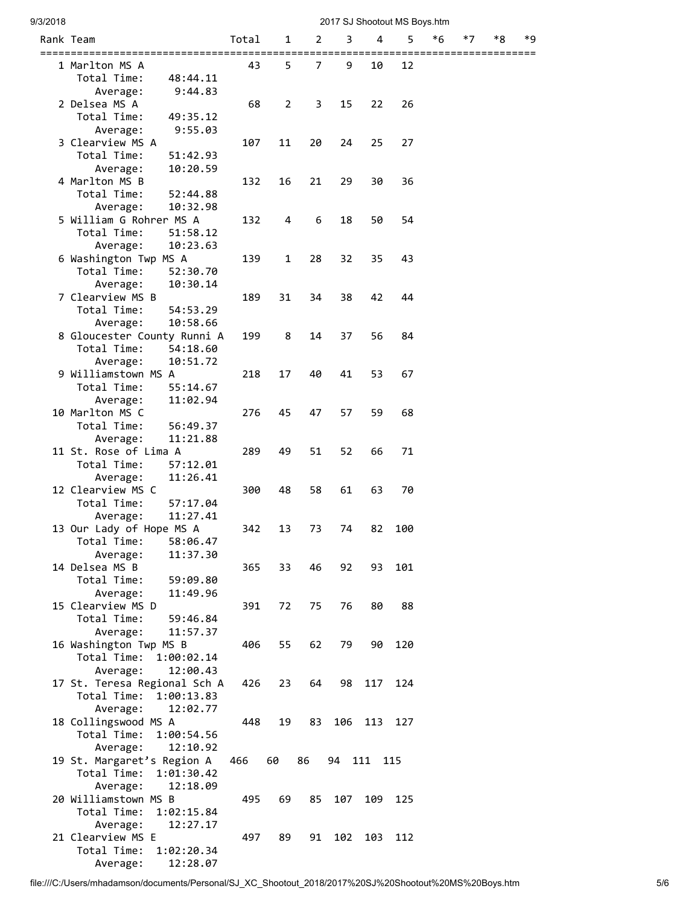| Rank | Team | Total | 1 | 2 | 3 | 4 | 5 | *6 | *7 | *8 | *9 |
|---|---|---|---|---|---|---|---|---|---|---|---|
| 1 | Marlton MS A<br>Total Time: 48:44.11<br>Average: 9:44.83 | 43 | 5 | 7 | 9 | 10 | 12 | | | | |
| 2 | Delsea MS A<br>Total Time: 49:35.12<br>Average: 9:55.03 | 68 | 2 | 3 | 15 | 22 | 26 | | | | |
| 3 | Clearview MS A<br>Total Time: 51:42.93<br>Average: 10:20.59 | 107 | 11 | 20 | 24 | 25 | 27 | | | | |
| 4 | Marlton MS B<br>Total Time: 52:44.88<br>Average: 10:32.98 | 132 | 16 | 21 | 29 | 30 | 36 | | | | |
| 5 | William G Rohrer MS A<br>Total Time: 51:58.12<br>Average: 10:23.63 | 132 | 4 | 6 | 18 | 50 | 54 | | | | |
| 6 | Washington Twp MS A<br>Total Time: 52:30.70<br>Average: 10:30.14 | 139 | 1 | 28 | 32 | 35 | 43 | | | | |
| 7 | Clearview MS B<br>Total Time: 54:53.29<br>Average: 10:58.66 | 189 | 31 | 34 | 38 | 42 | 44 | | | | |
| 8 | Gloucester County Runni A<br>Total Time: 54:18.60<br>Average: 10:51.72 | 199 | 8 | 14 | 37 | 56 | 84 | | | | |
| 9 | Williamstown MS A<br>Total Time: 55:14.67<br>Average: 11:02.94 | 218 | 17 | 40 | 41 | 53 | 67 | | | | |
| 10 | Marlton MS C<br>Total Time: 56:49.37<br>Average: 11:21.88 | 276 | 45 | 47 | 57 | 59 | 68 | | | | |
| 11 | St. Rose of Lima A<br>Total Time: 57:12.01<br>Average: 11:26.41 | 289 | 49 | 51 | 52 | 66 | 71 | | | | |
| 12 | Clearview MS C<br>Total Time: 57:17.04<br>Average: 11:27.41 | 300 | 48 | 58 | 61 | 63 | 70 | | | | |
| 13 | Our Lady of Hope MS A<br>Total Time: 58:06.47<br>Average: 11:37.30 | 342 | 13 | 73 | 74 | 82 | 100 | | | | |
| 14 | Delsea MS B<br>Total Time: 59:09.80<br>Average: 11:49.96 | 365 | 33 | 46 | 92 | 93 | 101 | | | | |
| 15 | Clearview MS D<br>Total Time: 59:46.84<br>Average: 11:57.37 | 391 | 72 | 75 | 76 | 80 | 88 | | | | |
| 16 | Washington Twp MS B<br>Total Time: 1:00:02.14<br>Average: 12:00.43 | 406 | 55 | 62 | 79 | 90 | 120 | | | | |
| 17 | St. Teresa Regional Sch A<br>Total Time: 1:00:13.83<br>Average: 12:02.77 | 426 | 23 | 64 | 98 | 117 | 124 | | | | |
| 18 | Collingswood MS A<br>Total Time: 1:00:54.56<br>Average: 12:10.92 | 448 | 19 | 83 | 106 | 113 | 127 | | | | |
| 19 | St. Margaret's Region A<br>Total Time: 1:01:30.42<br>Average: 12:18.09 | 466 | 60 | 86 | 94 | 111 | 115 | | | | |
| 20 | Williamstown MS B<br>Total Time: 1:02:15.84<br>Average: 12:27.17 | 495 | 69 | 85 | 107 | 109 | 125 | | | | |
| 21 | Clearview MS E<br>Total Time: 1:02:20.34<br>Average: 12:28.07 | 497 | 89 | 91 | 102 | 103 | 112 | | | | |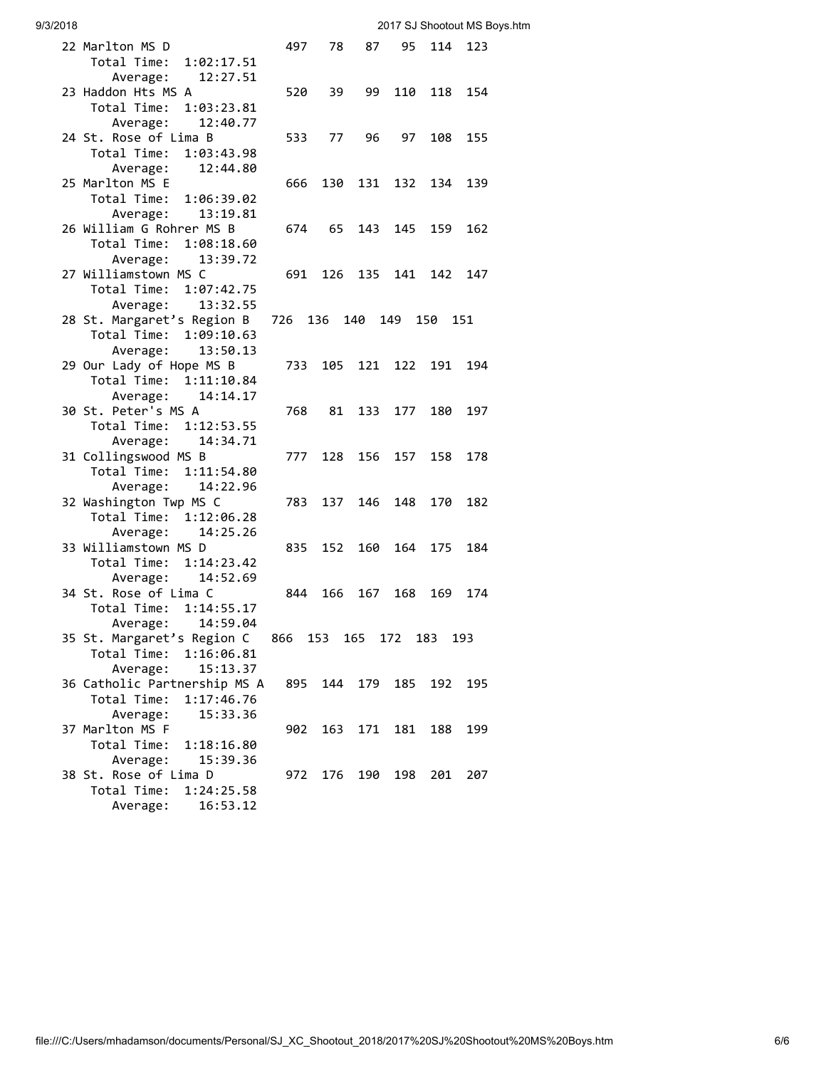```
 22 Marlton MS D                  497   78   87   95  114  123
     Total Time:  1:02:17.51
        Average:    12:27.51
 23 Haddon Hts MS A               520   39   99  110  118  154
     Total Time:  1:03:23.81
        Average:    12:40.77
 24 St. Rose of Lima B            533   77   96   97  108  155
     Total Time:  1:03:43.98
        Average:    12:44.80
 25 Marlton MS E                  666  130  131  132  134  139
     Total Time:  1:06:39.02
        Average:    13:19.81
 26 William G Rohrer MS B         674   65  143  145  159  162
     Total Time:  1:08:18.60
        Average:    13:39.72
 27 Williamstown MS C             691  126  135  141  142  147
     Total Time:  1:07:42.75
        Average:    13:32.55
 28 St. Margaret's Region B   726  136  140  149  150  151
     Total Time:  1:09:10.63
        Average:    13:50.13
 29 Our Lady of Hope MS B         733  105  121  122  191  194
     Total Time:  1:11:10.84
        Average:    14:14.17
 30 St. Peter's MS A              768   81  133  177  180  197
     Total Time:  1:12:53.55
        Average:    14:34.71
 31 Collingswood MS B             777  128  156  157  158  178
     Total Time:  1:11:54.80
        Average:    14:22.96
 32 Washington Twp MS C           783  137  146  148  170  182
     Total Time:  1:12:06.28
        Average:    14:25.26
 33 Williamstown MS D             835  152  160  164  175  184
     Total Time:  1:14:23.42
        Average:    14:52.69
 34 St. Rose of Lima C            844  166  167  168  169  174
     Total Time:  1:14:55.17
        Average:    14:59.04
 35 St. Margaret's Region C   866  153  165  172  183  193
     Total Time:  1:16:06.81
        Average:    15:13.37
 36 Catholic Partnership MS A   895  144  179  185  192  195
     Total Time:  1:17:46.76
        Average:    15:33.36
 37 Marlton MS F                  902  163  171  181  188  199
     Total Time:  1:18:16.80
        Average:    15:39.36
 38 St. Rose of Lima D            972  176  190  198  201  207
     Total Time:  1:24:25.58
        Average:    16:53.12
```